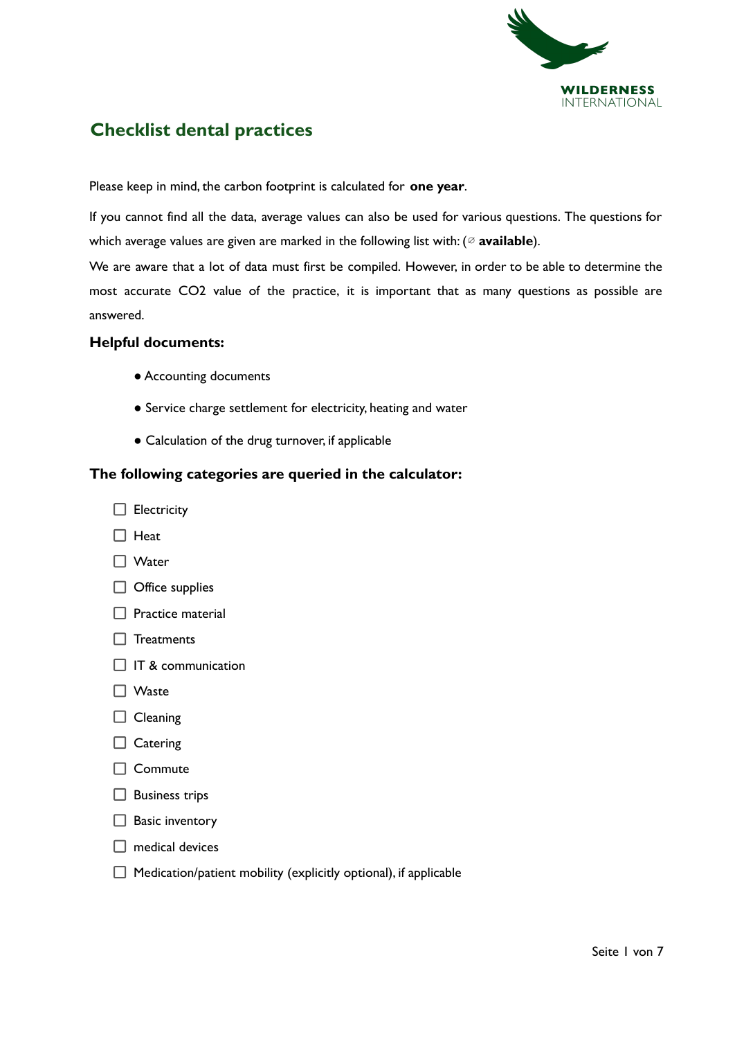WILDERNESS INTERNATIONAL

# Checklist dental practices

Please keep in mind, the carbon footprint is calculated for **one year**.

If you cannot find all the data, average values can also be used for various questions. The questions for which average values are given are marked in the following list with: (⌀ **available**).

We are aware that a lot of data must first be compiled. However, in order to be able to determine the most accurate CO2 value of the practice, it is important that as many questions as possible are answered.

### Helpful documents:

- Accounting documents
- Service charge settlement for electricity, heating and water
- Calculation of the drug turnover, if applicable

### The following categories are queried in the calculator:

- [ ] Electricity
- [ ] Heat
- [ ] Water
- [ ] Office supplies
- [ ] Practice material
- [ ] Treatments
- [ ] IT & communication
- [ ] Waste
- [ ] Cleaning
- [ ] Catering
- [ ] Commute
- [ ] Business trips
- [ ] Basic inventory
- [ ] medical devices
- [ ] Medication/patient mobility (explicitly optional), if applicable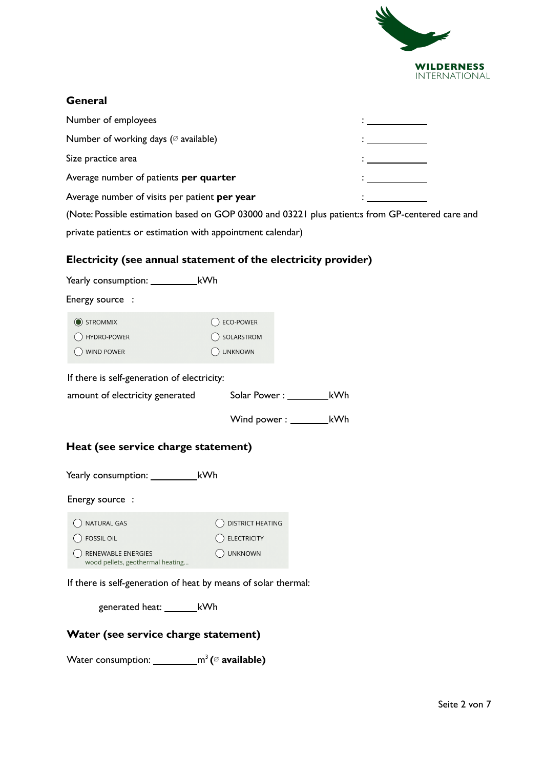## General

Number of employees : ____________

Number of working days (∅ available) : ____________

Size practice area : ____________

Average number of patients **per quarter** : ____________

Average number of visits per patient **per year** : ____________

(Note: Possible estimation based on GOP 03000 and 03221 plus patient:s from GP-centered care and private patient:s or estimation with appointment calendar)

## Electricity (see annual statement of the electricity provider)

Yearly consumption: __________kWh

Energy source :

- ◉ STROMMIX
- ◯ ECO-POWER
- ◯ HYDRO-POWER
- ◯ SOLARSTROM
- ◯ WIND POWER
- ◯ UNKNOWN

If there is self-generation of electricity:

amount of electricity generated

Solar Power : _________kWh

Wind power : ________kWh

## Heat (see service charge statement)

Yearly consumption: __________kWh

Energy source :

- ◯ NATURAL GAS
- ◯ DISTRICT HEATING
- ◯ FOSSIL OIL
- ◯ ELECTRICITY
- ◯ RENEWABLE ENERGIES
  wood pellets, geothermal heating...
- ◯ UNKNOWN

If there is self-generation of heat by means of solar thermal:

generated heat: _______kWh

## Water (see service charge statement)

Water consumption: _________$m^3$ **(∅ available)**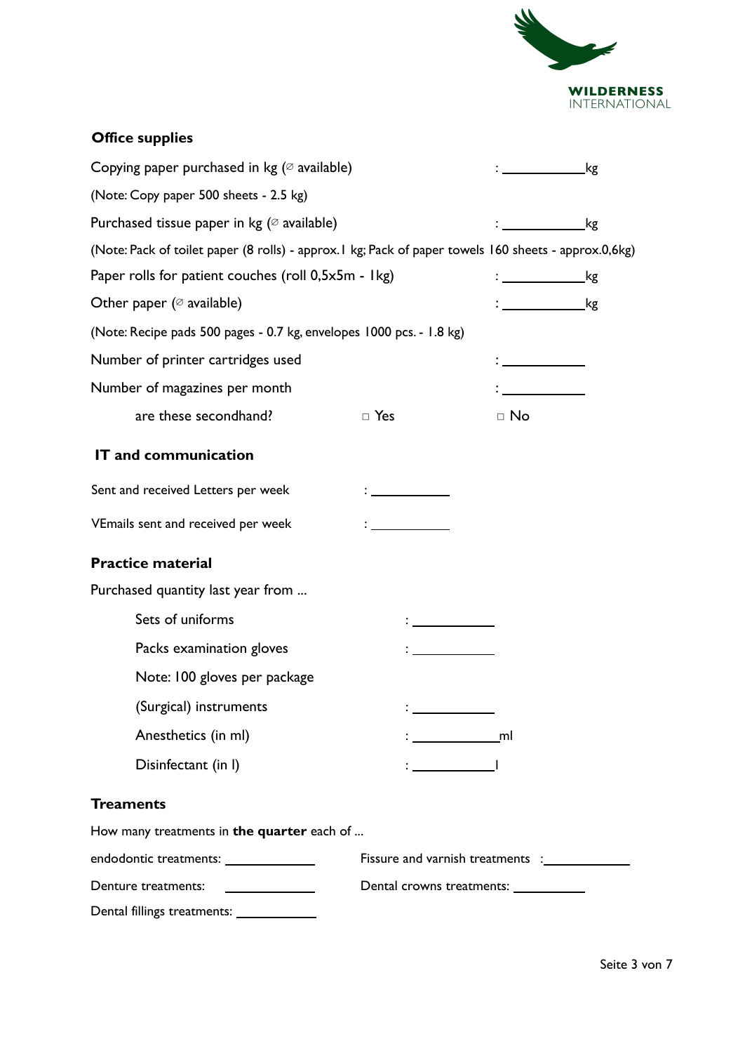## Office supplies

Copying paper purchased in kg (∅ available) : ___________kg

(Note: Copy paper 500 sheets - 2.5 kg)

Purchased tissue paper in kg (∅ available) : ___________kg

(Note: Pack of toilet paper (8 rolls) - approx.1 kg; Pack of paper towels 160 sheets - approx.0,6kg)

Paper rolls for patient couches (roll 0,5x5m - 1kg) : ___________kg

Other paper (∅ available) : ___________kg

(Note: Recipe pads 500 pages - 0.7 kg, envelopes 1000 pcs. - 1.8 kg)

Number of printer cartridges used : ___________

Number of magazines per month : ___________

are these secondhand? □ Yes □ No

## IT and communication

Sent and received Letters per week : ___________

VEmails sent and received per week : ___________

## Practice material

Purchased quantity last year from ...

Sets of uniforms : ___________

Packs examination gloves : ___________

Note: 100 gloves per package

(Surgical) instruments : ___________

Anesthetics (in ml) : ___________ml

Disinfectant (in l) : ___________l

## Treaments

How many treatments in **the quarter** each of ...

endodontic treatments: ___________

Fissure and varnish treatments : ___________

Denture treatments: ___________

Dental crowns treatments: ___________

Dental fillings treatments: ___________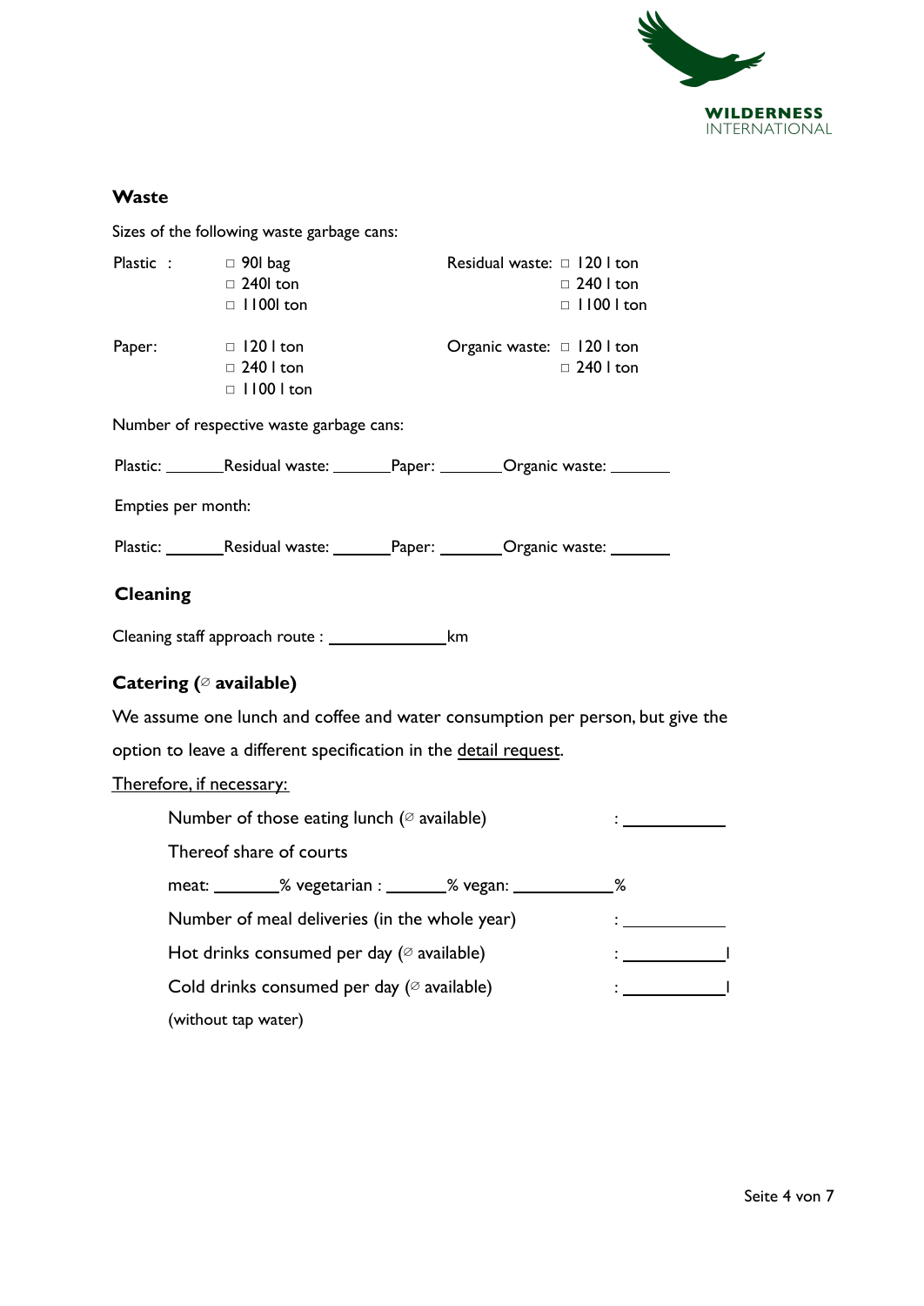## Waste

Sizes of the following waste garbage cans:

Plastic :
- □ 90l bag
- □ 240l ton
- □ 1100l ton

Residual waste:
- □ 120 l ton
- □ 240 l ton
- □ 1100 l ton

Paper:
- □ 120 l ton
- □ 240 l ton
- □ 1100 l ton

Organic waste:
- □ 120 l ton
- □ 240 l ton

Number of respective waste garbage cans:

Plastic: _______ Residual waste: _______ Paper: _______ Organic waste: _______

Empties per month:

Plastic: _______ Residual waste: _______ Paper: _______ Organic waste: _______

## Cleaning

Cleaning staff approach route : _____________ km

## Catering (∅ available)

We assume one lunch and coffee and water consumption per person, but give the option to leave a different specification in the detail request.

Therefore, if necessary:

Number of those eating lunch (∅ available) : ___________

Thereof share of courts

meat: _______% vegetarian : _______% vegan: ___________%

Number of meal deliveries (in the whole year) : ___________

Hot drinks consumed per day (∅ available) : ___________l

Cold drinks consumed per day (∅ available) : ___________l

(without tap water)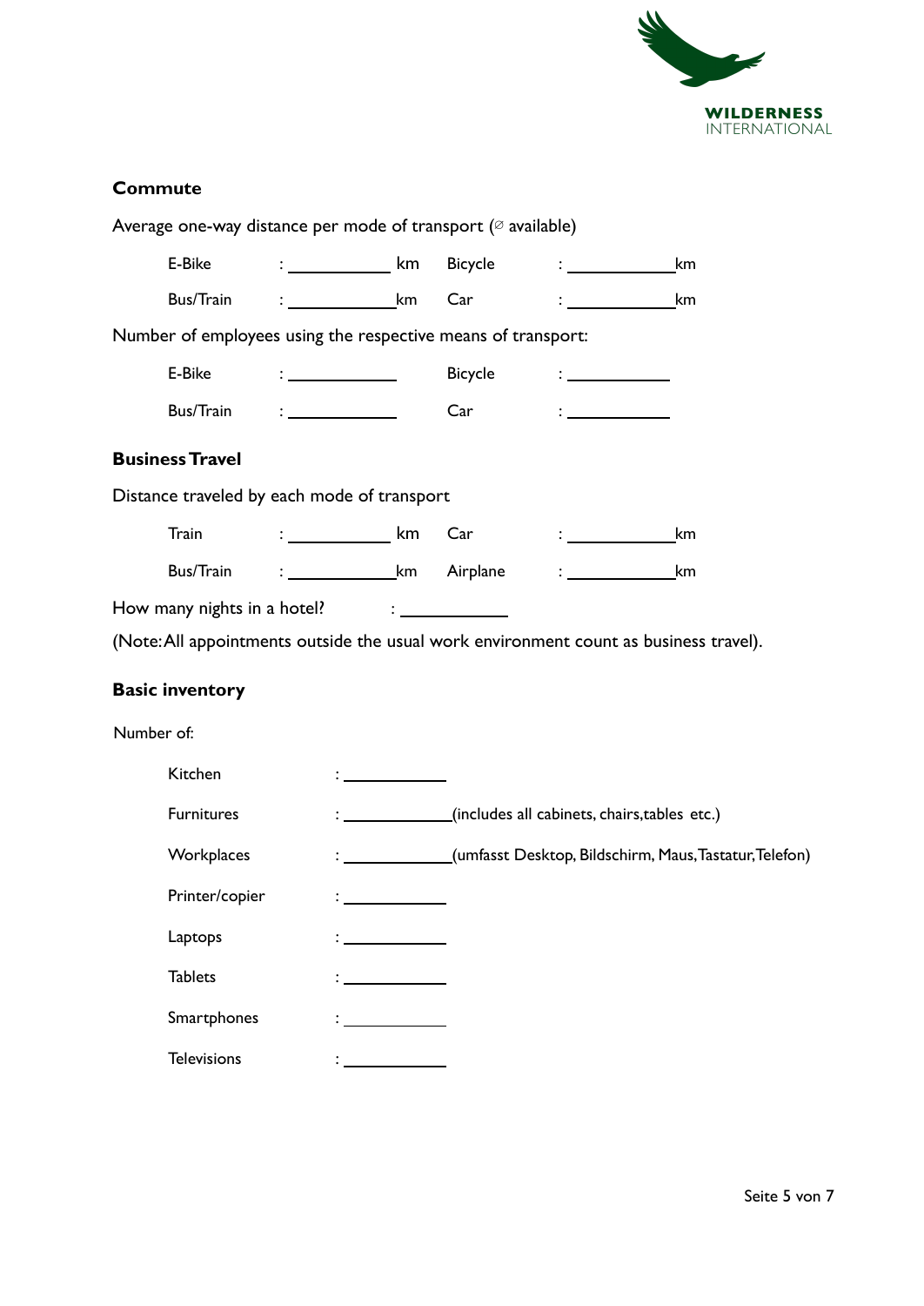## Commute

Average one-way distance per mode of transport (⌀ available)

| | | | |
|---|---|---|---|
| E-Bike | : ____________ km | Bicycle | : ____________ km |
| Bus/Train | : ____________ km | Car | : ____________ km |

Number of employees using the respective means of transport:

| | | | |
|---|---|---|---|
| E-Bike | : ____________ | Bicycle | : ____________ |
| Bus/Train | : ____________ | Car | : ____________ |

## Business Travel

Distance traveled by each mode of transport

| | | | |
|---|---|---|---|
| Train | : ____________ km | Car | : ____________ km |
| Bus/Train | : ____________ km | Airplane | : ____________ km |

How many nights in a hotel? : ____________

(Note: All appointments outside the usual work environment count as business travel).

## Basic inventory

Number of:

| | |
|---|---|
| Kitchen | : ____________ |
| Furnitures | : ____________ (includes all cabinets, chairs, tables etc.) |
| Workplaces | : ____________ (umfasst Desktop, Bildschirm, Maus, Tastatur, Telefon) |
| Printer/copier | : ____________ |
| Laptops | : ____________ |
| Tablets | : ____________ |
| Smartphones | : ____________ |
| Televisions | : ____________ |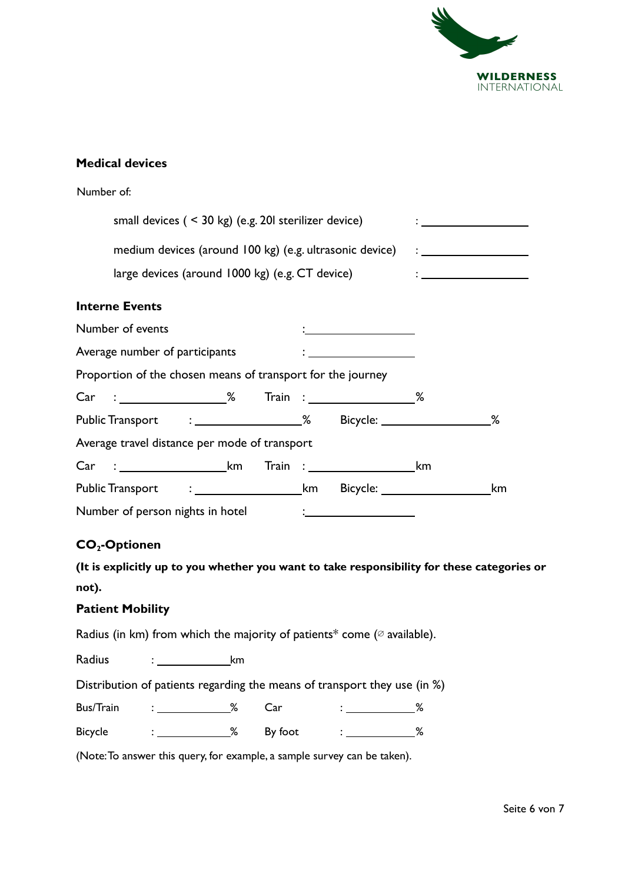**Medical devices**

Number of:

small devices ( < 30 kg) (e.g. 20l sterilizer device) : ______________

medium devices (around 100 kg) (e.g. ultrasonic device) : ______________

large devices (around 1000 kg) (e.g. CT device) : ______________

**Interne Events**

Number of events : ______________

Average number of participants : ______________

Proportion of the chosen means of transport for the journey

Car : ______________% Train : ______________%

Public Transport : ______________% Bicycle: ______________%

Average travel distance per mode of transport

Car : ______________km Train : ______________km

Public Transport : ______________km Bicycle: ______________km

Number of person nights in hotel : ______________

**$CO_2$-Optionen**

**(It is explicitly up to you whether you want to take responsibility for these categories or not).**

**Patient Mobility**

Radius (in km) from which the majority of patients* come (∅ available).

Radius : __________km

Distribution of patients regarding the means of transport they use (in %)

Bus/Train : __________% Car : __________%

Bicycle : __________% By foot : __________%

(Note: To answer this query, for example, a sample survey can be taken).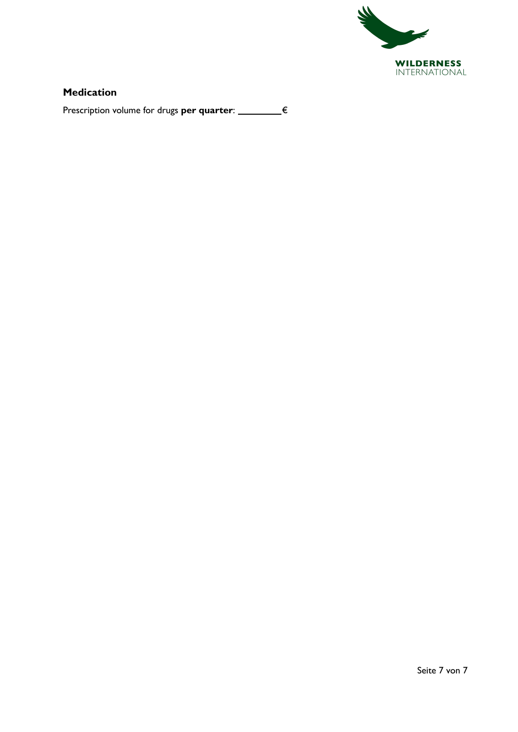## Medication

Prescription volume for drugs **per quarter**: _________€